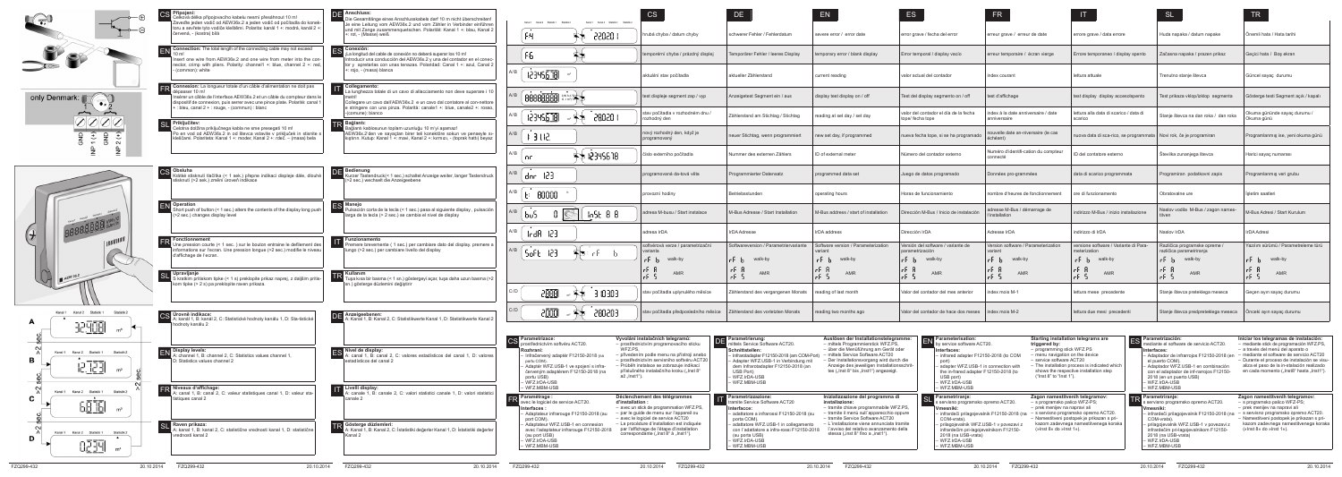## CS Připojení:

Celková délka připojovacího kabelu nesmí přesáhnout 10 m!
Zavedte jeden vodič od AEW36x.2 a jeden vodič od počítadla do konektoru a sevřete tyto vodiče kleštěmi. Polarita: kanál 1 +: modrá, kanál 2 +: červená, - (kostra) bílá

## DE Anschluss:

Die Gesamtlänge eines Anschlusskabels darf 10 m nicht überschreiten!
Je eine Leitung vom AEW36x.2 und vom Zähler in Verbinder einführen und mit Zange zusammenquetschen. Polarität: Kanal 1 + blau, Kanal 2 +: rot, - (Masse) weiß

## EN Connection:

The total length of the connecting cable may not exceed 10 m!
Insert one wire from AEW36x.2 and one wire from meter into the connector, crimp with pliers. Polarity: channel1 +: blue, channel 2 +: red, - (common): white

## ES Conexión:

¡La longitud del cable de conexión no deberá superar los 10 m!
Introducir una conducción del AEW36x.2 y una del contador en el conector y apretarlas con unas tenazas. Polaridad: Canal 1 +: azul, Canal 2 +: rojo, - (masa) blanca

## FR Connexion:

La longueur totale d'un câble d'alimentation ne doit pas dépasser 10 m!
Insérer un câble de l'interface AEW36x.2 et un câble du compteur dans le dispositif de connexion, puis serrer avec une pince plate. Polarité: canal 1 +: bleu, canal 2 +: rouge, - (commun): blanc

## IT Collegamento:

La lunghezza totale di un cavo di allacciamento non deve superare i 10 metri!
Collegare un cavo dell'AEW36x.2 e un cavo del contatore al con-nettore e stringere con una pinza. Polarità: canale1 +: blue, canale2 +: rosso, -(comune): bianco

## SL Priključitev:

Celotna dolžina priključnega kabla ne sme presegati 10 m!
Po en vod od AEW36x.2 in od števca vstavite v priključek in stisnite s kleščami. Polariteta: Kanal 1 +: moder, Kanal 2 +: rdeč, – (masa) bela

## TR Bağlantı:

Bağlantı kablosunun toplam uzunluğu 10 m'yi aşmamalı!
AEW36x.2'den ve sayaçtan birer teli konektöre sokun ve pensevle sıkıştırın. Kutup: Kanal 1 +: mavi, Kanal 2 +: kırmızı, - (toprak hattı) beyaz

only Denmark

GND | INP 1 (+) | GND | INP 2 (+)

## CS Obsluha

Krátké stisknutí tlačítka (< 1 sek.) přepne indikaci displeje dále, dlouhé stisknutí (>2 sek.) změní úroveň indikace

## DE Bedienung

Kurzer Tastendruck(< 1 sec.) schaltet Anzeige weiter, langer Tastendruck (>2 sec.) wechselt die Anzeigeebene

## EN Operation

Short push of button (< 1 sec.) alters the contents of the display long push (>2 sec.) changes display level

## ES Manejo

Pulsación corta de la tecla (< 1 sec.) pasa al siguiente display, pulsación larga de la tecla (> 2 sec.) se cambia el nivel de display

## FR Fonctionnement

Une pression courte (< 1 sec. ) sur le bouton entraine le défilement des informations sur l'écran. Une pression longue (>2 sec.) modifie le niveau d'affichage de l'écran.

## IT Funzionamento

Premere brevemente ( 1 sec.) per cambiare dato del display, premere a lungo (>2 sec.) per cambiare livello del display

## SL Upravljanje

S kratkim pritiskom tipke (< 1 s) preklopite prikaz naprej, z daljšim pritiskom tipke (> 2 s) pa preklopite raven prikaza.

## TR Kullanım

Tuşa kısa bir basma (< 1 sn.) göstergeyi açar, tuşa daha uzun basma (>2 sn.) gösterge düzlemini değiştirir

Kanal 1 / Kanal 2 / Statistik 1 / Statistik 2

A: 321081 m³ — B: 12123 m³ — C: 6816 m³ — D: 0234 m³ (> 2 sec.)

## CS Úrovně indikace:

A: kanál 1, B: kanál 2, C: Statistické hodnoty kanálu 1, D: Statistické hodnoty kanálu 2

## DE Anzeigeebenen:

A: Kanal 1, B: Kanal 2, C: Statistikwerte Kanal 1, D: Statistikwerte Kanal 2

## EN Display levels:

A: channel 1, B: channel 2, C: Statistics values channel 1, D: Statistics values channel 2

## ES Nivel de display:

A: canal 1, B: canal 2, C: valores estadísticos del canal 1, D: valores estadísticos del canal 2

## FR Niveaux d'affichage:

A: canal 1, B: canal 2, C: valeur statistique canal 1, D: valeur statistique canal 2

## IT Livelli display:

A: canale 1, B: canale 2, C: valori statistici canale 1, D: valori statistici canale 2

## SL Raven prikaza:

A: kanal 1, B: kanal 2, C: statistične vrednosti kanal 1, D: statistične vrednosti kanal 2

## TR Gösterge düzlemleri:

A: Kanal 1, B: Kanal 2, C: İstatistik değerler Kanal 1, D: İstatistik değerler Kanal 2

| Display | CS | DE | EN | ES | FR | IT | SL | TR |
|---|---|---|---|---|---|---|---|---|
| F4 / 220201 | hrubá chyba / datum chyby | schwerer Fehler / Fehlerdatum | severe error / error date | error grave / fecha del error | erreur grave / erreur de date | errore grave / data errore | Huda napaka / datum napake | Önemli hata / Hata tarihi |
| F6 | temporální chyba / prázdný displej | Temporärer Fehler / leeres Display | temporary error / blank display | Error temporal / display vacío | erreur temporaire / écran vierge | Errore temporaneo / display spento | Začasna napaka / prazen prikaz | Geçici hata / Boş ekran |
| A/B 12345678 | aktuální stav počítadla | aktueller Zählerstand | current reading | valor actual del contador | index courant | lettura attuale | Trenutno stanje števca | Güncel sayaç durumu |
| A/B 88888888 | test displeje segment zap / vyp | Anzeigetest Segment ein / aus | display test display on / off | Test del display segmento on / off | test d'affichage | test display display acceso/spento | Test prikaza vklop/izklop segmenta | Gösterge testi Segment açık / kapalı |
| A/B 12345678 / 280201 | stav počítadla v rozhodném dnu / rozhodný den | Zählerstand am Stichtag / Stichtag | reading at set day / set day | valor del contador el día de la fecha tope / fecha tope | index à la date anniversaire / date anniversaire | lettura alla data di scarico / data di scarico | Stanje števca na dan roka / dan roka | Okuma gününde sayaç durumu / Okuma günü |
| A/B 3112 | nový rozhodný den, když je programovaný | neuer Stichtag, wenn programmiert | new set day, if programmed | nueva fecha tope, si se ha programado | nouvelle date an-niversaire (le cas échéant) | nuova data di sca-rico, se programmata | Novi rok, če je programiran | Programlanmışsa, yeni okuma günü |
| A/B nr / 12345678 | číslo externího počítadla | Nummer des externen Zählers | ID of external meter | Número del contador externo | Numéro d'identifi-cation du compteur connecté | ID del contatore esterno | Številka zunanjega števca | Harici sayaç numarası |
| A/B dnr 123 | programovaná da-tová věta | Programmierter Datensatz | programmed data set | Juego de datos programado | Données pro-grammées | data di scarico programmata | Programiran podatkovni zapis | Programlanmış veri grubu |
| A/B t 80000 h | provozní hodiny | Betriebsstunden | operating hours | Horas de funcionamiento | nombre d'heures de fonctionnement | ore di funzionamento | Obratovalne ure | İşletim saatleri |
| A/B bUS 0 / bSE 8 8 | adresa M-bus / Start instalace | M-Bus Adresse / Start Installation | M-Bus Address / start of installation | Dirección M-Bus / Inicio de instalación | adresse M-Bus / démarrage de l'installation | indirizzo M-Bus / inizio installazione | Naslov vodila M-Bus / zagon namestitve | M-Bus Adresi / Start Kurulum |
| A/B IrdA 123 | adresa IrDA | IrDA Adresse | IrDA Address | Dirección IrDA | Adresse IrDA | indirizzo di IrDA | Naslov IrDA | IrDA Adresi |
| A/B SoFt 123 / rF b | softwarová verze / parametrizační varianta — rF b walk-by; rF A / rF S AMR | Softwareversion / Parametriervariante — rF b walk-by; rF A / rF S AMR | Software version / Parameterization variant — rF b walk-by; rF A / rF S AMR | Versión del software / variante de parametrización — rF b walk-by; rF A / rF S AMR | Version software / Paramétrization variant — rF b walk-by; rF A / rF S AMR | versione software / Variante di Parametrizzazion — rF b walk-by; rF A / rF S AMR | Različica programske opreme / različica parametrizanja — rF b walk-by; rF A / rF S AMR | Yazılım sürümü / Parametreleme türü — rF b walk-by; rF A / rF S AMR |
| C/D 2008 / 310303 | stav počítadla uplynulého měsíce | Zählerstand des vergangenen Monats | reading of last month | Valor del contador del mes anterior | index mois M-1 | lettura mese precedente | Stanje števca prejšnjega meseca | Geçen ayın sayaç durumu |
| C/D 2000 / 280203 | stav počítadla předposledního měsíce | Zählerstand des vorletzten Monats | reading two months ago | Valor del contador de hace dos meses | index mois M-2 | lettura due mesi precedenti | Stanje števca predprejšnjega meseca | Önceki ayın sayaç durumu |

## CS Parametrizace:

prostřednictvím softwaru ACT20.

**Rozhraní:**
- infračervený adaptér F12150-2018 (via portu COM),
- Adaptér WFZ.USB-1 ve spojení s infračerveným adaptérem F12150-2018 (via portu USB)
- WFZ.IrDA-USB
- WFZ.MBM-USB

**Vyvolání instalačních telegramů:**
- prostřednictvím programovacího složku WFZ.PS,
- přivedení menu ve na přímou kroku prostřednictvím servisního softwaru ACT20
- Průběh instalace se zobrazuje indikací příslušného instalačního kroku („Inst 8" až „Inst1").

## DE Parametrierung:

mittels Service Software ACT20.

**Schnittstellen:**
- Infrarotadapter F12150-2018 (am COM-Port)
- Adapter WFZ.USB-1 in Verbindung mit dem Infrarotadapter F12150-2018 (im USB-Port)
- WFZ.IrDA-USB
- WFZ.MBM-USB

**Auslösen der Installationstelegramme:**
- mittels Programmierstick WFZ.PS,
- über die Menüführung am Gerät oder
- mittels Service Software ACT20
- Der Installationsvorgang wird durch die Anzeige des jeweiligen Installationsschrittes („Inst 8" bis „Inst1") angezeigt.

## EN Parameterisation:

by service software ACT20.

**Interfaces:**
- infrared adapter F12150-2018 (to COM port)
- adapter WFZ.USB-1 in connection with the infrared adapter F12150-2018 (to USB port)
- WFZ.IrDA-USB
- WFZ.MBM-USB

**Starting installation telegrams are triggered by:**
- programming stick WFZ.PS
- menu navigation on the device
- service software ACT20
- The installation process is indicated which shows the respective installation step ("Inst 8" to "Inst 1").

## ES Parametrización:

mediante el software de servicio ACT20.

**Interfaces:**
- Adaptador de infrarrojos F12150-2018 (en el puerto COM)
- Adaptador WFZ.USB-1 en combinación con el adaptador de infrarrojos F12150-2018 (en un puerto USB)
- WFZ.IrDA-USB
- WFZ.MBM-USB

**Iniciar los telegramas de instalación:**
- mediante stick de programación WFZ.PS,
- a través del menú del aparato o
- mediante el software de servicio ACT20
- Durante el proceso de instalación se visualiza el paso de la in-stalación realizado en cada momento („Inst8" hasta „Inst1").

## FR Paramétrage :

avec le logiciel de service ACT20.

**Interfaces :**
- Adaptateur infrarouge F12150-2018 (au port COM)
- Adaptateur WFZ.USB-1 en connexion avec l'adaptateur infrarouge F12150-2018 (au port USB)
- WFZ.IrDA-USB
- WFZ.MBM-USB

**Déclenchement des télégrammes d'installation :**
- avec un stick de programmation WFZ.PS,
- par le guide de menu sur l'appareil ou
- avec le logiciel de service ACT20
- La procédure d'installation est indiquée par l'affichage de l'étape d'installation correspondante („Inst 8" à „Inst1").

## IT Parametrizzazione:

tramite Service Software ACT20.

**Interfacce:**
- adattatore a infrarossi F12150-2018 (su porta COM)
- adattatore WFZ.USB-1 in collegamento con l'adattatore a infra-rossi F12150-2018 (su porta USB)
- WFZ.IrDA-USB
- WFZ.MBM-USB

**Inizializzazione del programma di installazione:**
- tramite chiave programmabile WFZ.PS,
- tramite il menù sull'apparecchio oppure
- tramite Service Software ACT20
- L'installazione viene annunciata tramite l'avviso del relativo avanzamento della stessa („Inst 8" fino a „Inst1").

## SL Parametriranje:

s servisno programsko opremo ACT20.

**Vmesniki:**
- infrardeči prilagojevalnik F12150-2018 (na COM-vrata)
- prilagojevalnik WFZ.USB-1 v povezavi z infrardečim pri-lagojevalnikom F12150-2018 (na USB-vrata)
- WFZ.IrDA-USB
- WFZ.MBM-USB

**Zagon namestitvenih telegramov:**
- s programsko palico WFZ.PS;
- prek menijev na napravi ali
- s servisno programsko opremo ACT20.
- Namestitveni postopek je prikazan s prikazom zadevnega namestitvenega koraka („Inst 8« do »Inst 1«).

## TR Parametriranje:

s servisno programsko opremo ACT20.

**Vmesniki:**
- infrardeči prilagojevalnik F12150-2018 (na COM-vrata)
- prilagojevalnik WFZ.USB-1 v povezavi z infrardečim pri-lagojevalnikom F12150-2018 (na USB-vrata)
- WFZ.IrDA-USB
- WFZ.MBM-USB

**Zagon namestitvenih telegramov:**
- s programsko palico WFZ.PS;
- prek menijev na napravi ali
- s servisno programsko opremo ACT20.
- Namestitveni postopek je prikazan s prikazom zadevnega namestitvenega koraka („Inst 8« do »Inst 1«).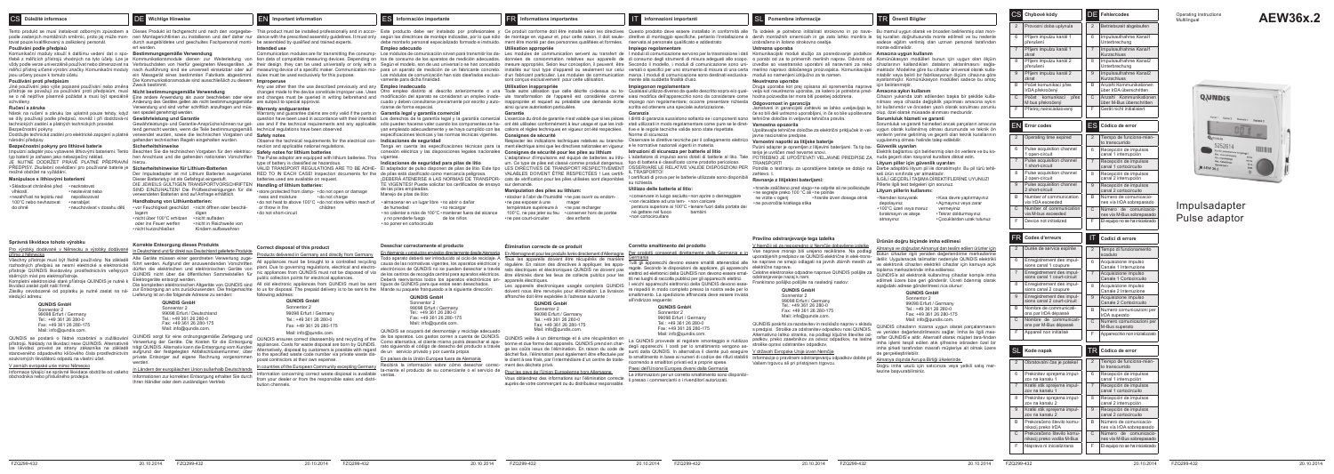# CS Důležité informace

Tento produkt se musí instalovat odborným způsobem a podle platných montážních směrnic, proto jej může montovat pouze kvalifikovaný a pověřený personál.

**Používání podle předpisu**

Komunikační moduly slouží k dálkovému vedení dat o spotřebě z měřících přístrojů vhodných na tyto účely. Lze je vždy podle verze univerzálně používat nebo dimenzovat na měřicí přístroj určeného výrobce (značky). Komunikační moduly jsou určeny pouze k tomuto účelu.

**Používání proti předpisům**

Jiné používání jako výše popsané používání nebo změna přístroje se považují za používání proti předpisům, musí se o ně napřed písemně požádat a musí být speciálně schváleny.

**Ručení a záruka**

Nárok na ručení a záruku lze uplatnit pouze tehdy, když se díly používají podle předpisů, nebyly-li přístroje neodborně opraveny a byla-li respektována technická pravidla.

**Bezpečnostní pokyny**

Dodržujte technická zadání pro elektrické zapojení a platné národní předpisy.

**Bezpečnostní pokyny pro lithiové baterie**

Impulzní adaptér jsou vybavené lithiovými bateriemi. Tento typ baterií je zařazen jako nebezpečný náklad.

JE NUTNO DODRŽET PRÁVNÍ PLATNÉ PŘEPRAVNÍ PŘEDPISY. Zkušební osvědčení pro používané baterie je možné obdržet na vyžádání.

**Manipulace s lithiovými bateriemi**

- skladujte chráněné před vlhkostí
- nezahřívejte na teplotu nad 100°C nebo nevhazovat do ohně
- nezkratovat
- neotevírat nepoškozovat
- nenabíjet
- neuchovávat v dosahu dětí

**Správná likvidace tohoto výrobku**

(Se výrobky dodávané v Německu a výrobky dodávané mimo Německo)

Všechny přístroje musí být řádně používány. Na základě rozhodných předpisů se nemí elektrické a elektronické přístroje QUNDIS likvidovány prostřednictvím veřejných sběrných míst pro elektropřístroje.

Kompletní elektronické staré přístroje QUNDIS je nutné k likvidaci zaslat zpět naší firmě.

Zásilky zevsobovené od poplatku je nutné zaslat na na sledující adresu:

**QUNDIS GmbH**
Sonnentor 2
99098 Erfurt / Germany
Tel.: +49 361 26 280-0
Fax: +49 361 26 280-175
Mail: info@qundis.com

QUNDIS se postará o řádné recyklaci a zužitkování přístroje. Nabízky na likvidaci nese QUNDIS. Alternativně lze likvidaci provést ve stravy zákazníků ve zřaou sokromých odborného klíčového čísla prostřednictvím soukromých likvidátorů odpadů na vlastní účet.

V zemích evropské unie mimo Německo

Informace (zvyky) se správné likvidace obdržíte od vašeho obchodníka nebo příslušného prodejce.

# DE Wichtige Hinweise

Dieses Produkt ist fachgerecht und nach den vorgegebenen Montagerichtlinien zu installieren und darf daher nur durch ausgebildetes und geschultes Fachpersonal montiert werden.

**Bestimmungsgemäße Verwendung**

Kommunikationsmodule dienen zur Weiterleitung von Verbrauchsdaten von hierfür geeigneten Messgeräten. Je nach Ausführung sind sie universell einsetzbar oder auf ein Messgerät eines bestimmten Fabrikats abgestimmt. Die Kommunikationsmodule sind ausschließlich zu diesem Zweck bestimmt.

**Nicht bestimmungsgemäße Verwendung**

Eine andere Verwendung als zuvor beschrieben oder eine Änderung des Gerätes gelten als nicht bestimmungsgemäß. Sie muss vorher und schriftlich angefragt und muss speziell genehmigt werden.

**Gewährleistung und Garantie**

Gewährleistungs- und Garantie-Ansprüche können nur geltend gemacht werden, wenn die Teile bestimmungsgemäß verwendet wurden, sowie die technischen Vorgaben und geltenden technischen Regeln eingehalten wurden.

**Sicherheitshinweise**

Beachten Sie die technischen Vorgaben für den elektrischen Anschluss und die geltenden nationalen Vorschriften.

**Sicherheitshinweise für Lithium-Batterien**

Der Impulsadapter ist mit Lithium Batterien ausgerüstet. Dieser Batterietyp ist als Gefahrgut eingestuft.

DIE JEWEILS GÜLTIGEN TRANSPORTVORSCHRIFTEN SIND EINZUHALTEN. Die Prüfbescheinigungen für die verwendeten Batterien sind auf Anfrage erhältlich.

**Handhabung von Lithiumbatterien:**

- vor Feuchtigkeit geschützt lagern
- nicht über 100°C erhitzen oder ins Feuer werfen
- nicht kurzschließen
- nicht öffnen oder beschädigen
- nicht aufladen
- nicht in Reichweite von Kindern aufbewahren

**Korrekte Entsorgung dieses Produkts**

In Deutschland und für direkt aus Deutschland gelieferte Produkte

Alle Geräte müssen einer geordneten Verwertung zugeführt werden. Aufgrund der anzuwendenden Vorschriften dürfen die elektrischen und elektronischen Geräte von QUNDIS nicht über die öffentlichen Sammelstellen für Elektrogeräte entsorgt werden.

Die kompletten elektronischen Altgeräte von QUNDIS sind zur Entsorgung an uns zurückzusenden. Die freigemachte Lieferung ist an die folgende Adresse zu senden:

**QUNDIS GmbH**
Sonnentor 2
99098 Erfurt / Deutschland
Tel.: +49 361 26 280-0
Fax: +49 361 26 280-175
Mail: info@qundis.com

QUNDIS sorgt für eine ordnungsgemäße Zerlegung und Verwertung der Geräte. Die Kosten für die Entsorgung trägt QUNDIS. Alternativ kann die Entsorgung vom Kunden aufgrund der festgelegten Abfallschlüsselnummer, über private Entsorger auf eigene Rechnung vorgenommen werden.

In Ländern der europäischen Union außerhalb Deutschlands

Informationen zur korrekten Entsorgung erhalten Sie durch Ihren Händler oder dem zuständigen Vertrieb.

# EN Important information

This product must be installed professionally and in accordance with the prescribed assembly guidelines. It must only be assembled by qualified and trained experts.

**Intended use**

Communication modules are for transmitting the consumption data of compatible measuring devices. Depending on their design, they can be used universally or only with a measuring device of a specific maker. Communication modules must be used exclusively for this purpose.

**Improper use**

Any use other than the use described previously and any changes made to the device constitute improper use. Uses and changes must be queried in writing beforehand and are subject to special approval.

**Warranty and guarantee**

Warranty and guarantee claims are only valid if the parts in question have been used in accordance with their intended purpose and if the technical specifications and any applicable technical regulations have been observed.

**Safety notes**

Observe the technical requirements for the electrical connection and applicable national regulations.

**Safety notes for lithium batteries**

The Pulse adaptor are equipped with lithium batteries. This type of battery is classified as hazardous.

VALID TRANSPORT REGULATIONS ARE TO BE ADHERED TO IN EACH CASE! Inspection documents for the batteries used are available on request.

**Handling of lithium batteries:**

- store protected from damp
- do not heat above 100°C or throw in fire
- do not short-circuit
- do not open or damage
- do not recharge
- do not store within reach of children

**Correct disposal of this product**

Products delivered in Germany and directly from Germany

All appliances must be brought to a controlled recycling plant. Due to governing regulations, electrical and electronic appliances from QUNDIS must not be disposed of via public collection points for electrical appliances.

All old electronic appliances from QUNDIS must be sent to us for disposal. The prepaid delivery is to be sent to the following address:

**QUNDIS GmbH**
Sonnentor 2
99098 Erfurt / Germany
Tel.: +49 361 26 280-0
Fax: +49 361 26 280-175
Mail: info@qundis.com

QUNDIS ensures correct disassembly and recycling of the appliances. Costs for waste disposal are born by QUNDIS. Alternatively, disposal by customers is possible with regard to the specified waste code number via private waste disposal companies at their own cost.

In countries of the European Community excepting Germany

Information concerning correct waste disposal is available from your dealer or from the responsible sales and distribution channels.

# ES Información importante

Este producto debe ser instalado por profesionales y según las directrices de montaje indicadas, por lo que sólo debe montarlo personal especializado formado e instruido.

**Empleo adecuado**

Los módulos de comunicación sirven para transmitir los datos de consumo de los aparatos de medición adecuados. Según el modelo, son de uso universal o se han concebido para un aparato de medición de un fabricante concreto. Los módulos de comunicación han sido diseñados exclusivamente para este propósito.

**Empleo inadecuado**

Otro empleo distinto al descrito anteriormente o una modificación del aparato se consideran un empleo inadecuado y deben consultarse previamente por escrito y autorizarse de forma especial.

**Garantía legal y garantía comercial**

Los derechos de la garantía legal y la garantía comercial sólo pueden hacerse valer si los componentes del aparato se han empleado adecuadamente y se hayan cumplido con las especificaciones técnicas y las normas técnicas vigentes.

**Indicaciones de seguridad**

Tenga en cuenta las especificaciones técnicas para la conexión eléctrica y las disposiciones legales nacionales vigentes.

**Indicaciones de seguridad para pilas de litio**

El adaptador de pulso dispone de pilas de litio. Este tipo de pilas está clasificado como mercancía peligrosa.

¡DEBERÁ ATENERSE A LAS NORMAS DE TRANSPORTE VIGENTES! Puede solicitar los certificados de ensayo de las pilas empleadas.

Manejo de pilas de litio:

- almacenar en un lugar libre de humedad
- no calentar a más de 100°C o no arrojar al fuego
- no poner en cortocircuito
- no abrir o dañar
- no recargar
- mantener fuera del alcance de los niños

**Desechar correctamente el producto**

En Alemania y productos enviados directamente desde Alemania

Todo aparato deberá ser introducido al ciclo de reciclaje. A causa de las normativas vigentes, los aparatos eléctricos y electrónicos de QUNDIS no se pueden desechar a través de los centros de recogida comunal para aparatos eléctricos.

Deberá devolvernos todos los aparatos electrónicos antiguos de QUNDIS para que éstos sean desechados. Mande su paquete franqueado a la siguiente dirección:

**QUNDIS GmbH**
Sonnentor 2
99098 Erfurt / Germany
Tel.: +49 361 26 280-0
Fax: +49 361 26 280-175
Mail: info@qundis.com

QUNDIS se ocupará del desmontaje y reciclaje adecuado de los aparatos. Los gastos corren a cuenta de QUNDIS. Como alternativa, el cliente tiene la posibilidad de desechar el aparato según el código de desecho del producto a través de un servicio privado y por cuenta propia.

En países de la Unión Europea fuera de Alemania

Recibirá la información sobre cómo desechar correctamente el producto de su comerciante o el servicio de ventas.

# FR Informations importantes

Ce produit conforme doit être installé selon les directives établies et de montage spécifiées, pertinente il ne peut être monté que par des personnes qualifiées et formées.

**Utilisation appropriée**

Les modules de communication servent au transfert de données de consommation relatives aux appareils de mesure appropriés. Selon leur conception, il peuvent être installés sur tout type d'appareil ou seulement sur celui d'un fabricant particulier. Les modules de communication sont conçus exclusivement pour cette utilisation.

**Utilisation inappropriée**

Toute autre utilisation que celle décrite ci-dessus ou toute transformation de l'appareil est considérée comme inappropriée et requiert au préalable une demande écrite ainsi qu'une autorisation particulière.

**Garantie**

L'exercice du droit de garantie n'est valable que si les pièces ont été utilisées conformément à leur usage et que les indications et règles techniques en vigueur ont été respectées.

**Consignes de sécurité**

Respecter les indications techniques relatives au branchement électrique ainsi que les directives nationales en vigueur.

**Consignes de sécurité pour les piles au lithium**

L'adaptateur d'impulsions est équipé de batteries au lithium. Ce type de piles est classé comme produit dangereux.

LES DIRECTIVES DE TRANSPORT RESPECTIVEMENT VALABLES DOIVENT ÊTRE RESPECTÉES ! Les certificats de vérification pour les piles utilisées sont disponibles sur demande.

**Manipulation des piles au lithium:**

- stocker à l'abri de l'humidité
- ne pas exposer à une température supérieure à 100°C, ne pas jeter au feu
- ne pas court-circuiter
- ne pas ouvrir ou endommager
- ne pas recharger
- conserver hors de portée des enfants

**Élimination correcte de ce produit**

En Allemagne et pour les produits livrés directement d'Allemagne

Tous les appareils doivent être récupérés de manière régulière. En raison des directives à appliquer, les appareils électriques et électroniques QUNDIS ne doivent pas être éliminés dans les lieux de collecte publics pour les appareils électriques.

Les appareils électroniques usagés complets QUNDIS doivent nous être renvoyés pour élimination. La livraison affranchie doit être expédiée à l'adresse suivante :

**QUNDIS GmbH**
Sonnentor 2
99098 Erfurt / Germany
Tel.: +49 361 26 280-0
Fax: +49 361 26 280-175
Mail: info@qundis.com

QUNDIS veille à un démontage et à une récupération en bonne et due forme des appareils. QUNDIS prend en charge les coûts issus de l'élimination. En raison du code de déchet fixé, l'élimination peut également être effectuée par le client par le biais d'entreprises d'élimination privées, moyennant des frais à sa charge.

Dans les pays de l'Union Européenne hors d'Allemagne

Vous obtiendrez des informations sur l'élimination correcte auprès de votre commerçant ou du distributeur responsable.

# IT Informazioni importanti

Questo prodotto deve essere installato in conformità alle direttive di montaggio specifiche, pertanto l'installazione è riservata al personale qualificato e addestrato.

**Impiego regolamentare**

I moduli di comunicazione servono per la trasmissione i dati di consumo degli strumenti di misura adeguati allo scopo. Secondo il modello, i moduli di comunicazione sono universali o specifici per uno strumento di misura di una certa marca. I moduli di comunicazione sono destinati esclusivamente allo scopo suindicato.

**Impiego non regolamentare**

Qualsiasi utilizzo diverso da quello descritto sopra e qualsiasi modifica dell'apparecchio sono da considerare come impiego non regolamentare; occorre presentare richiesta scritta ed ottenere una speciale autorizzazione.

**Garanzia**

I diritti di garanzia sussistono soltanto se i componenti sono stati utilizzati in modo regolamentare come pure se le direttive e le regole tecniche valide sono state rispettate.

**Norme di sicurezza**

Osservare le direttive tecniche per il collegamento elettrico e le normative nazionali vigenti in materia.

**Istruzioni di sicurezza per batterie al litio**

L'adattatore di impulsi sono dotati di batterie al litio. Tale tipo di batterie è classificato come prodotto pericoloso.

DEVONO ESSERE RISPETTATE LE RELATIVE VALIDE DISPOSIZIONI PER IL TRASPORTO!

I certificati di prova per le batterie utilizzate sono disponibili su richiesta.

**Utilizzo delle batterie al litio:**

- conservare in luogo asciutto
- non riscaldare ad una temperatura superiore a 100°C e non gettare nel fuoco
- non cortocircuitare
- non aprire o danneggiare
- non caricare
- tenere lontano dalla portata dei bambini

**Corretto smaltimento del prodotto**

Per prodotti consegnati direttamente dalla Germania e in Germania

Tutti gli apparecchi devono essere smaltiti attenendosi alle regole. Secondo le disposizioni da applicare, gli apparecchi elettrici ed elettronici della QUNDIS non devono essere smaltiti nei luoghi di raccolta pubblici per gli apparecchi elettrici.

I vecchi apparecchi elettronici della QUNDIS devono essere rispediti in modo completo presso la nostra sede per lo smaltimento. La spedizione affrancata deve essere inviata all'indirizzo seguente:

**QUNDIS GmbH**
Sonnentor 2
99098 Erfurt / Germany
Tel.: +49 361 26 280-0
Fax: +49 361 26 280-175
Mail: info@qundis.com

La QUNDIS provvede al regolare smontaggio e riutilizzo degli apparecchi. I costi per lo smaltimento vengono assunti dalla QUNDIS. In alternativa il cliente può eseguire lo smaltimento in base al numero di codice dei rifiuti stabiliti ricorrendo a smaltitori privati ed a proprie spese.

Paesi dell'Unione Europea diversi dalla Germania

Le informazioni per un corretto smaltimento sono disponibili presso i commercianti o i rivenditori autorizzati.

# SL Pomembne informacije

Ta izdelek je potrebno instalirati strokovno in po navedenih montažnih smernicah in ga zato lahko montira le izobraženo in šolano strokovno osebje.

**Ustrezna uporaba**

Komunikacijski moduli služijo za posredovanje podatkov o porabi od za to primernih merilnih naprav. Odvisno od izvedbe so vsestransko uporabni ali narejeni za neko merilno napravo določenega proizvajalca. Komunikacijski moduli so namenjeni izključno za ta namen.

**Neustrezna uporaba**

Druga uporaba kot prej opisana ali sprememba naprave veljajo kot neustrezna uporaba, za katero je potrebno predhodno pisno zaprositi in jo posebej odobriti.

**Odgovornost in garancija**

Jamstveni in garancijski zahtevki se lahko uveljavljajo le, če so bili deli ustrezno uporabljeni, in če so bila upoštevana tehnična določila in veljavna tehnična pravila.

**Varnostna opozorila**

Upoštevajte tehnična določila za električni priključek in veljavne nacionalne predpise.

**Varnostni napotki za litijske baterije**

Pulzni adapter je opremljen z litijevimi baterijami. Ta tip baterije je uvrščen med nevarne snovi.

POTREBNO JE UPOŠTEVATI VELJAVNE PREDPISE ZA TRANSPORT!

Potrdila o testiranju za uporabljene baterije so dobija na zahtevo.

**Ravnanje z litijskimi baterijami:**

- hranite zaščiteno pred vlago
- ne segrejte preko 100°C ali ne vrzite v ogenj
- ne povzročite kratkega stika
- ne odpirajte ali ne poškodujte
- ne polnite
- hranite izven dosega otrok

**Pravilno odstranjevanje tega izdelka**

V Nemčiji in za proizvode iz Nemčije dobavljene

Vse naprave morajo biti ustrezno reciklirane. Na podlagi uporabnih predpisov se QUNDIS električne in elektronske naprave ne smejo odlagati na javnih zbirnih mestih za električne naprave.

Celotne elektronske odpadne naprave QUNDIS pošljite za odstranjevanje nazaj k nam.

Frankirano pošiljko pošljite na naslednji naslov:

**QUNDIS GmbH**
Sonnentor 2
99098 Erfurt / Germany
Tel.: +49 361 26 280-0
Fax: +49 361 26 280-175
Mail: info@qundis.com

QUNDIS poskrbi za razstavitev in recikliranje naprav v skladu s predpisi. Stroške za odstranitev odpadkov nosi QUNDIS. Alternativno lahko stranka, na podlagi ključne številke odpadkov, preko zasebnikov za odvoz odpadkov, na lastne stroške opravi odstranitev odpadkov.

V državah Evropske Unije izven Nemčije

Informacije o pravilnem odstranjevanju odpadkov dobite pri Vašem trgovcu ali pri pristojnem trgovcu.

# TR Önemli Bilgiler

Bu ürün, uygun olarak ve önceden belirlenmiş olan montaj kuralları doğrultusunda monte edilmeli ve bu nedenle sadece eğitim verilmiş olan uzman personel tarafından monte edilmelidir.

**Amacına uygun Kullanım**

Komünikasyon modülleri bunun için uygun olan ölçüm cihazlarının tüketim verilerini aktarmaya yarar. Modelin türüne göre üniversal olarak kullanılabilir veya belirli bir fabrikasyon ölçüm cihazına göre ayarlanmıştır. Komünikasyon modülleri sadece bu amaç için belirlenmiştir.

**Amacına aykırı kullanım**

Önceki tarif edilen kullanımdan başka bir şekilde kullanılması veya cihazda değişiklik yapılması amacına aykırı bir kullanım sayılır ve önceden yazılı olarak talep edilmesi ve özel olarak onaylanması gerekmektedir.

**Garanti ve Garanti Kapsamı**

Garanti ve garanti kapsamındaki haklar, parçaların amacına uygun olarak kullanılmış olması durumunda ve teknik şartlar ve geçerli teknik kurallara uyulmuş olması halinde talep edilebilir.

**Güvenlik uyarıları**

Elektrik bağlantısı için belirlenmiş olan ön verilere ve ülke kurallarına uyunuz.

**Lityum piller için güvenlik uyarıları**

Darbe adaptörü lityum pil ile donatılmıştır. Bu pil türü tehlikeli ürün sınıfına dahil edilmiştir.

İLGİLİ GEÇERLİ TAŞIMA DİREKTİFLERİNE UYUNUZ! Kullanılan pillerin test belgeleri talep üzerine verilir.

**Lityum pillerin kullanımı:**

- Nemden korunarak depolayınız
- 100°C üzeri ısıya maruz bırakmayın ve ateşe atmayınız
- Kısa devre yaptırmayınız
- Açmayınız veya zarar vermeyiniz
- Tekrar doldurmayınız
- Çocukların erişemeyeceği yerde saklayınız

**Ürünün doğru biçimde imha edilmesi**

Almanya ve doğrudan Almanya'dan teslim edilen ürünler için

Bütün cihazlar ilgili yeniden değerlendirme merkezlerine teslim edilmelidir. Uygulanacak talimatlar nedeniyle QUNDIS elektrikli ve elektronik cihazları, elektrikli cihazlar için kamuya açık toplama merkezlerinde imha edilemez.

QUNDIS'e ait elektronik kullanılmış cihazlar komple imha edilmek üzere bize geri gönderilmelidir. Ücreti ödenmiş paketi aşağıdaki adrese gönderiniz:

**QUNDIS GmbH**
Sonnentor 2
99098 Erfurt / Germany
Tel.: +49 361 26 280-0
Fax: +49 361 26 280-175
Mail: info@qundis.com

QUNDIS cihazların düzenli olarak parçalanmasını ve yeniden değerlendirilmesini sağlar. İmha masrafları QUNDIS'e aittir. Alternatif olarak müşteri tarafından imha işlemi belirlenmiş atık kod numarasına göre özel imha şirketlerine kendi masrafıyla yaptırılabilir.

Almanya dışındaki Avrupa Birliği ülkelerinde

Doğru imha usulü için satıcınıza veya yetkili satış merkezine başvurunuz.

# CS Chybové kódy

| | |
|---|---|
| 2 | Provozní doba uplynula |
| 6 | Příjem impulsů kanál 1 přerušení |
| 7 | Příjem impulsů kanál 1 zkrat |
| A | Příjem impulsů kanál 2 přerušení |
| 9 | Příjem impulsů kanál 2 zkrat |
| B | Počet komunikací přes IrDA překročený |
| C | Počet komunikací přes M bus překročený |
| F | Přístroj není inicializovaný |

# DE Fehlercode

| | |
|---|---|
| 2 | Betriebszeit abgelaufen |
| 6 | Impulsaufnahme Kanal 1 Unterbrechung |
| 7 | Impulsaufnahme Kanal 1 Kurzschluss |
| A | Impulsaufnahme Kanal 2 Unterbrechung |
| 9 | Impulsaufnahme Kanal 2 Kurzschluss |
| B | Anzahl Kommunikationen über IrDA überschritten |
| C | Anzahl Kommunikationen über M-Bus überschritten |
| F | Gerät nicht initialisiert |

# EN Error code

| | |
|---|---|
| 2 | Operating time expired |
| 6 | Pulse acquisition channel 1 open-circuit |
| 7 | Pulse acquisition channel 1 short-circuit |
| A | Pulse acquisition channel 2 open-circuit |
| 9 | Pulse acquisition channel 2 short-circuit |
| B | Number of communication via IrDA exceeded |
| C | Number of communication via M-bus exceeded |
| F | Device not initialized |

# ES Código de error

| | |
|---|---|
| 2 | Tiempo de funcionamiento transcurrido |
| 6 | Recepción de impulsos canal 1 interrupción |
| 7 | Recepción de impulsos canal 1 cortocircuito |
| A | Recepción de impulsos canal 2 interrupción |
| 9 | Recepción de impulsos canal 2 cortocircuito |
| B | Número de comunicaciones vía IrDA sobrepasado |
| C | Número de comunicaciones vía M-Bus sobrepasado |
| F | El equipo no se ha iniciado |

# FR Codes d'erreurs

| | |
|---|---|
| 2 | Durée de service expirée |
| 6 | Enregistrement des impulsions canal 1 coupure |
| 7 | Enregistrement des impulsions canal 1 court-circuit |
| A | Enregistrement des impulsions canal 2 coupure |
| 9 | Enregistrement des impulsions canal 2 court-circuit |
| B | Nombre de communications par IrDA dépassé |
| C | Nombre de communications par M-Bus dépassé |
| F | Appareil non initialisé |

# IT Codici di errore

| | |
|---|---|
| 2 | Tempo di funzionamento scaduto |
| 6 | Acquisizione impulsi Canale 1 Interruzione |
| 7 | Acquisizione impulsi Canale 1 Cortocircuito |
| A | Acquisizione impulsi Canale 2 Interruzione |
| 9 | Acquisizione impulsi Canale 2 Cortocircuito |
| B | Numero comunicazioni per IrDA superato |
| C | Numero comunicazioni per M-Bus superato |
| F | Apparecchio non inizializzato |

# SL Kode napak

| | |
|---|---|
| 2 | Obratovalni čas je potekel |
| 6 | Prekinitev sprejema impulzov na kanalu 1 |
| 7 | Kratki stik sprejema impulzov na kanalu 1 |
| A | Prekinitev sprejema impulzov na kanalu 2 |
| 9 | Kratki stik sprejema impulzov na kanalu 2 |
| B | Prekoračeno število komunikacij preko IrDA |
| C | Prekoračeno število komunikacij preko vodila M-Bus |
| F | Naprava ni inicializirana |

# TR Código de error

| | |
|---|---|
| 2 | Tiempo de funcionamiento transcurrido |
| 6 | Recepción de impulsos canal 1 interrupción |
| 7 | Recepción de impulsos canal 1 cortocircuito |
| A | Recepción de impulsos canal 2 interrupción |
| 9 | Recepción de impulsos canal 2 cortocircuito |
| B | Número de comunicaciones vía IrDA sobrepasado |
| C | Número de comunicaciones vía M-Bus sobrepasado |
| F | El equipo no se ha iniciado |

Operating Instructions
Multilingual

# AEW36x.2

Impulsadapter
Pulse adaptor